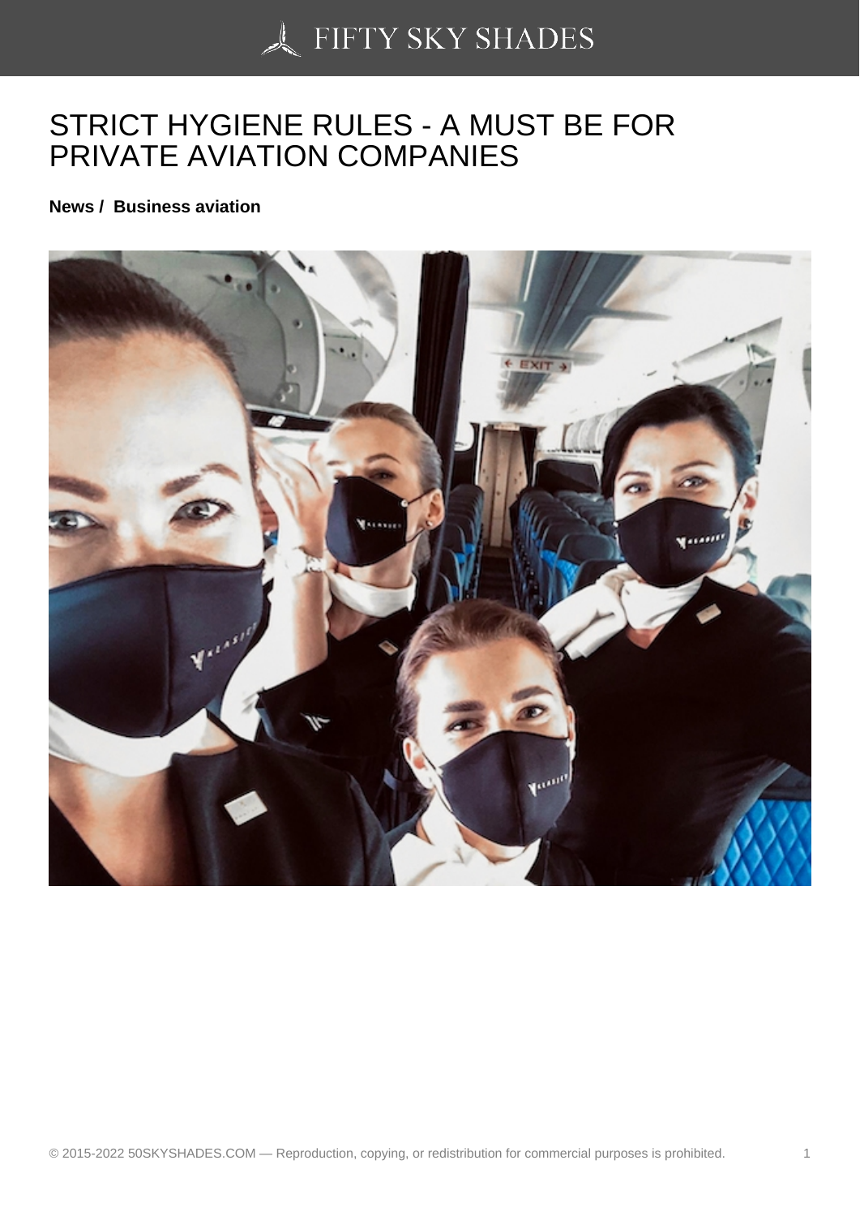# STRICT HYGIENE RULES - A MUST BE FOR PRIVATE AVIATION COMPANIES

**News / Business aviation**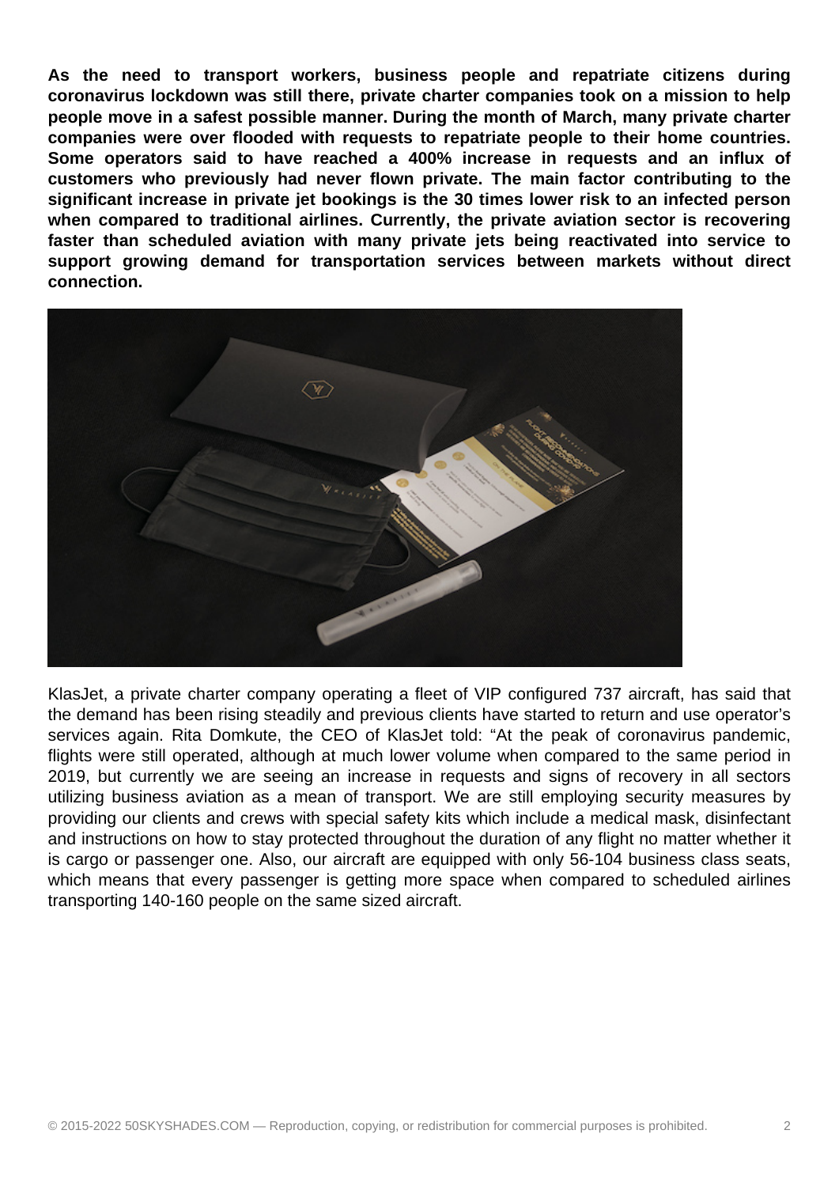**As the need to transport workers, business people and repatriate citizens during coronavirus lockdown was still there, private charter companies took on a mission to help people move in a safest possible manner. During the month of March, many private charter companies were over flooded with requests to repatriate people to their home countries. Some operators said to have reached a 400% increase in requests and an influx of customers who previously had never flown private. The main factor contributing to the significant increase in private jet bookings is the 30 times lower risk to an infected person when compared to traditional airlines. Currently, the private aviation sector is recovering faster than scheduled aviation with many private jets being reactivated into service to support growing demand for transportation services between markets without direct connection.**

KlasJet, a private charter company operating a fleet of VIP configured 737 aircraft, has said that the demand has been rising steadily and previous clients have started to return and use operator's services again. Rita Domkute, the CEO of KlasJet told: "At the peak of coronavirus pandemic, flights were still operated, although at much lower volume when compared to the same period in 2019, but currently we are seeing an increase in requests and signs of recovery in all sectors utilizing business aviation as a mean of transport. We are still employing security measures by providing our clients and crews with special safety kits which include a medical mask, disinfectant and instructions on how to stay protected throughout the duration of any flight no matter whether it is cargo or passenger one. Also, our aircraft are equipped with only 56-104 business class seats, which means that every passenger is getting more space when compared to scheduled airlines transporting 140-160 people on the same sized aircraft.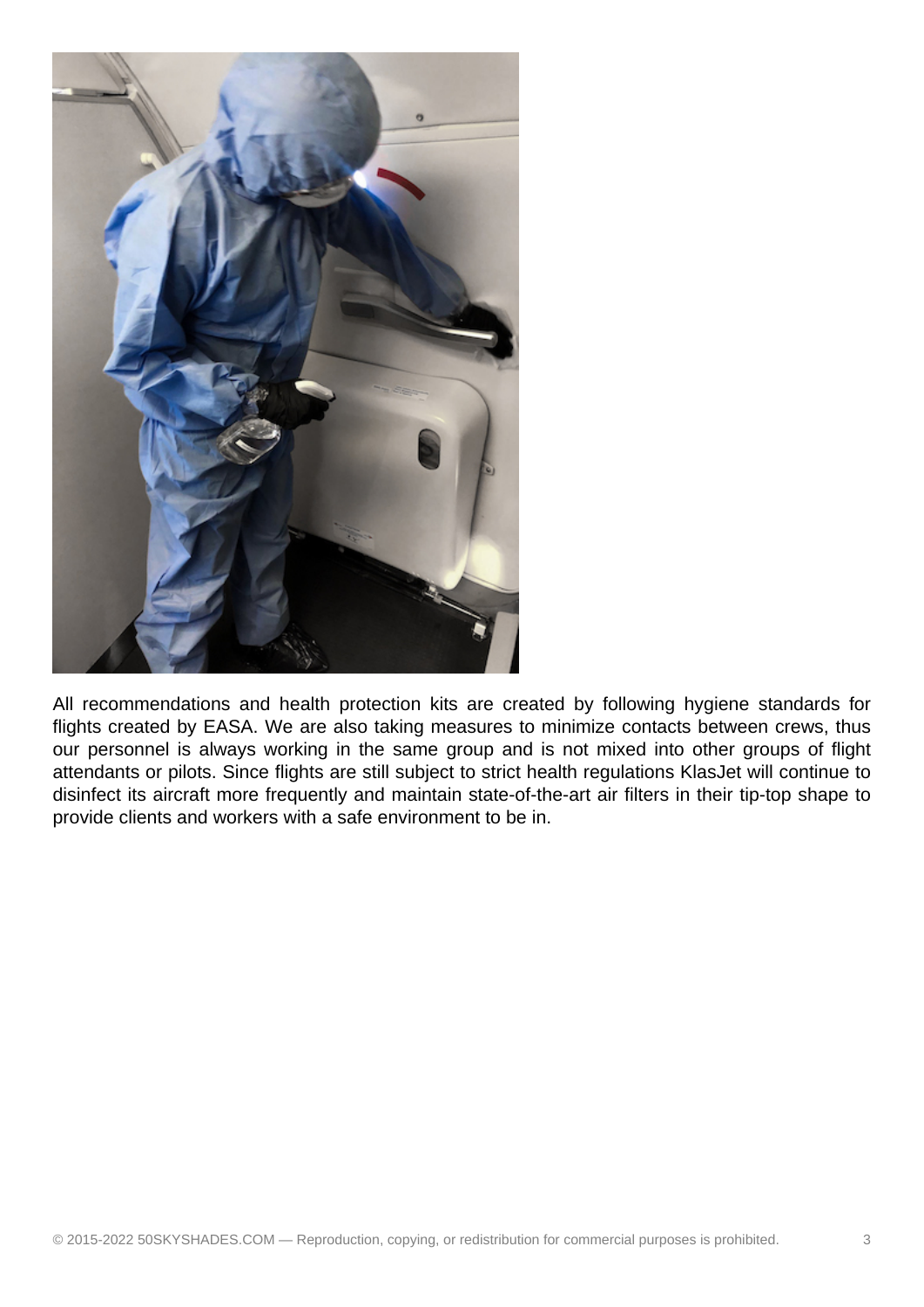All recommendations and health protection kits are created by following hygiene standards for flights created by EASA. We are also taking measures to minimize contacts between crews, thus our personnel is always working in the same group and is not mixed into other groups of flight attendants or pilots. Since flights are still subject to strict health regulations KlasJet will continue to disinfect its aircraft more frequently and maintain state-of-the-art air filters in their tip-top shape to provide clients and workers with a safe environment to be in.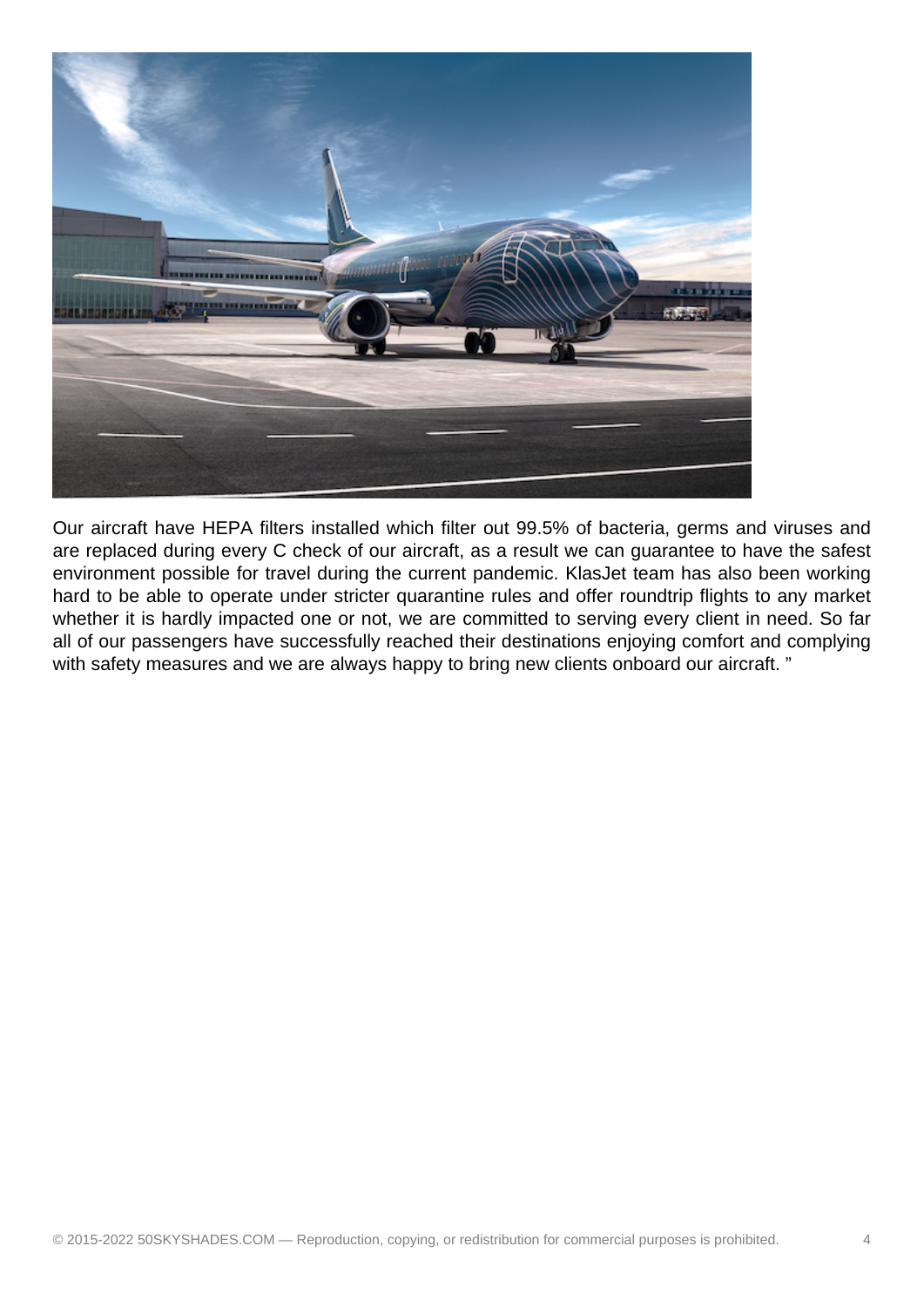Our aircraft have HEPA filters installed which filter out 99.5% of bacteria, germs and viruses and are replaced during every C check of our aircraft, as a result we can guarantee to have the safest environment possible for travel during the current pandemic. KlasJet team has also been working hard to be able to operate under stricter quarantine rules and offer roundtrip flights to any market whether it is hardly impacted one or not, we are committed to serving every client in need. So far all of our passengers have successfully reached their destinations enjoying comfort and complying with safety measures and we are always happy to bring new clients onboard our aircraft. "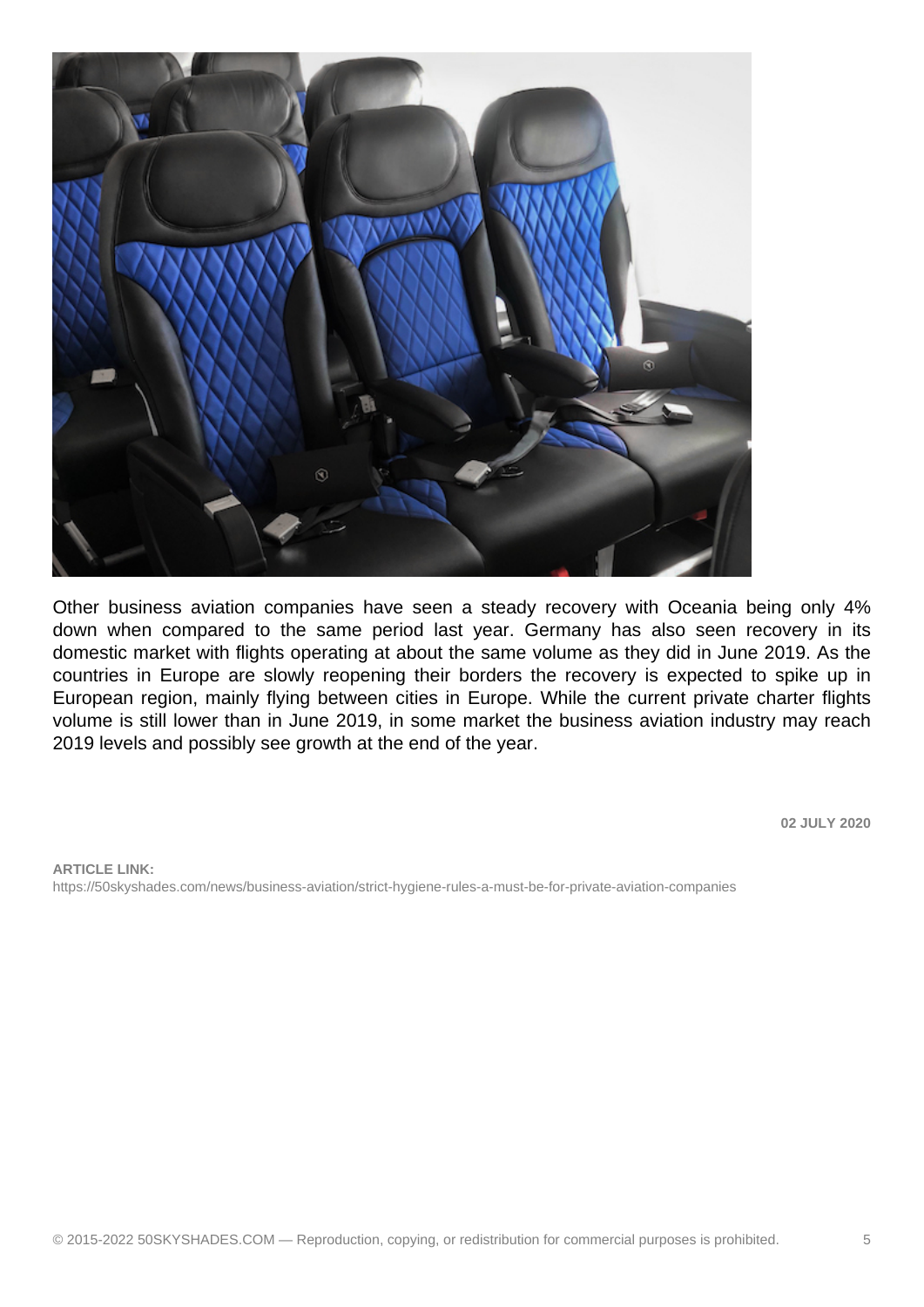Other business aviation companies have seen a steady recovery with Oceania being only 4% down when compared to the same period last year. Germany has also seen recovery in its domestic market with flights operating at about the same volume as they did in June 2019. As the countries in Europe are slowly reopening their borders the recovery is expected to spike up in European region, mainly flying between cities in Europe. While the current private charter flights volume is still lower than in June 2019, in some market the business aviation industry may reach 2019 levels and possibly see growth at the end of the year.

**02 JULY 2020**

**ARTICLE LINK:**
https://50skyshades.com/news/business-aviation/strict-hygiene-rules-a-must-be-for-private-aviation-companies

© 2015-2022 50SKYSHADES.COM — Reproduction, copying, or redistribution for commercial purposes is prohibited.